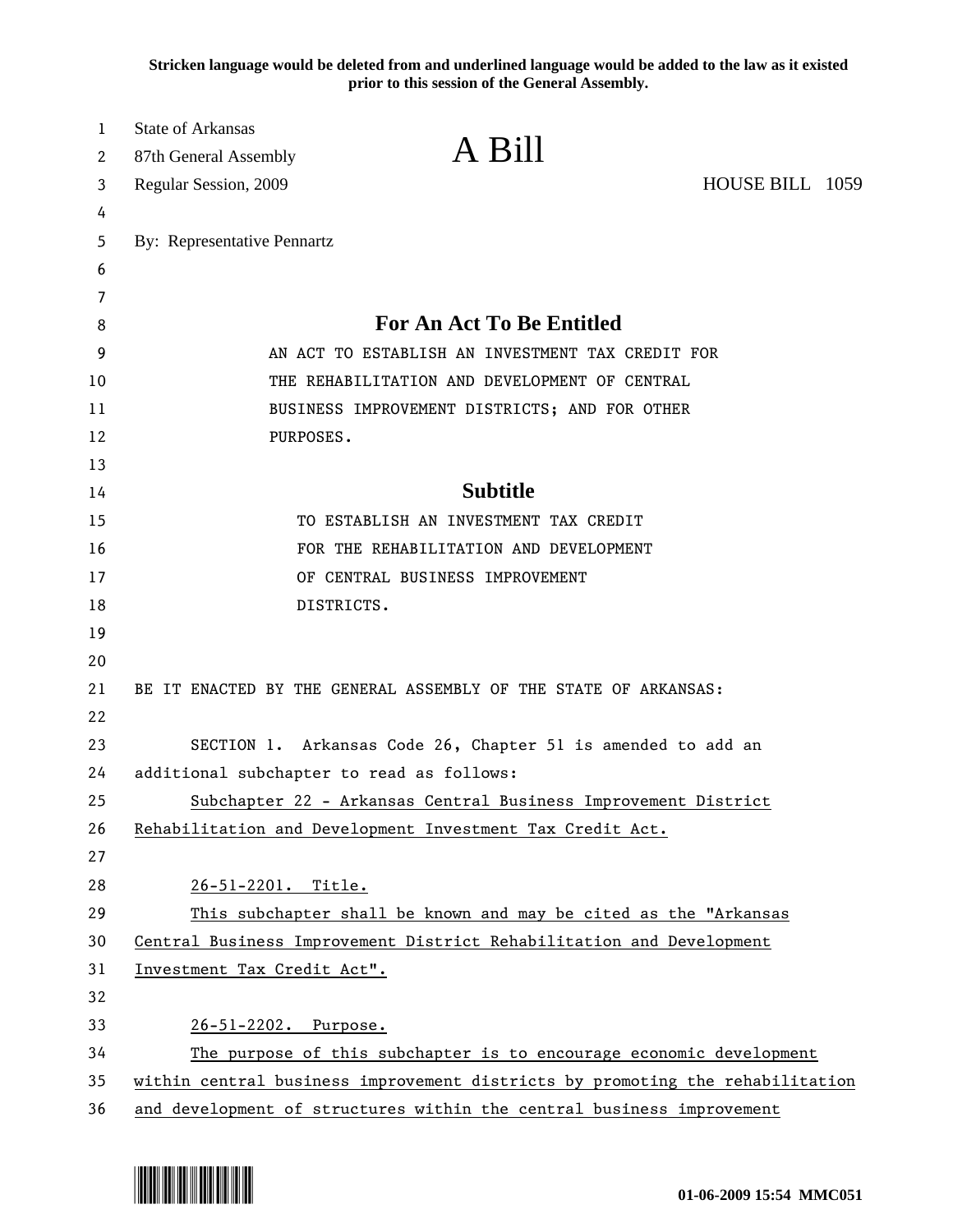Stricken language would be deleted from and underlined language would be added to the law as it existed prior to this session of the General Assembly.

State of Arkansas
87th General Assembly
Regular Session, 2009

# A Bill

HOUSE BILL 1059

By: Representative Pennartz

## For An Act To Be Entitled

AN ACT TO ESTABLISH AN INVESTMENT TAX CREDIT FOR THE REHABILITATION AND DEVELOPMENT OF CENTRAL BUSINESS IMPROVEMENT DISTRICTS; AND FOR OTHER PURPOSES.

## Subtitle

TO ESTABLISH AN INVESTMENT TAX CREDIT FOR THE REHABILITATION AND DEVELOPMENT OF CENTRAL BUSINESS IMPROVEMENT DISTRICTS.

BE IT ENACTED BY THE GENERAL ASSEMBLY OF THE STATE OF ARKANSAS:

SECTION 1. Arkansas Code 26, Chapter 51 is amended to add an additional subchapter to read as follows:

<u>Subchapter 22 - Arkansas Central Business Improvement District Rehabilitation and Development Investment Tax Credit Act.</u>

<u>26-51-2201. Title.</u>

<u>This subchapter shall be known and may be cited as the "Arkansas Central Business Improvement District Rehabilitation and Development Investment Tax Credit Act".</u>

<u>26-51-2202. Purpose.</u>

<u>The purpose of this subchapter is to encourage economic development within central business improvement districts by promoting the rehabilitation and development of structures within the central business improvement</u>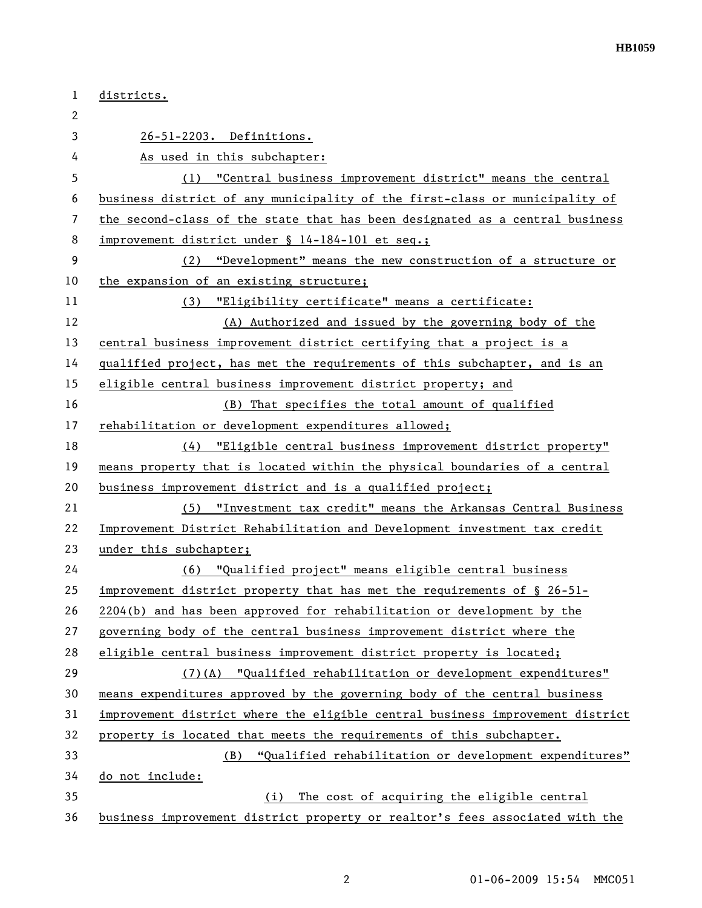districts.

26-51-2203. Definitions.

As used in this subchapter:

(1) "Central business improvement district" means the central business district of any municipality of the first-class or municipality of the second-class of the state that has been designated as a central business improvement district under § 14-184-101 et seq.;

(2) "Development" means the new construction of a structure or the expansion of an existing structure;

(3) "Eligibility certificate" means a certificate:

(A) Authorized and issued by the governing body of the central business improvement district certifying that a project is a qualified project, has met the requirements of this subchapter, and is an eligible central business improvement district property; and

(B) That specifies the total amount of qualified rehabilitation or development expenditures allowed;

(4) "Eligible central business improvement district property" means property that is located within the physical boundaries of a central business improvement district and is a qualified project;

(5) "Investment tax credit" means the Arkansas Central Business Improvement District Rehabilitation and Development investment tax credit under this subchapter;

(6) "Qualified project" means eligible central business improvement district property that has met the requirements of § 26-51-2204(b) and has been approved for rehabilitation or development by the governing body of the central business improvement district where the eligible central business improvement district property is located;

(7)(A) "Qualified rehabilitation or development expenditures" means expenditures approved by the governing body of the central business improvement district where the eligible central business improvement district property is located that meets the requirements of this subchapter.

(B) "Qualified rehabilitation or development expenditures" do not include:

(i) The cost of acquiring the eligible central business improvement district property or realtor's fees associated with the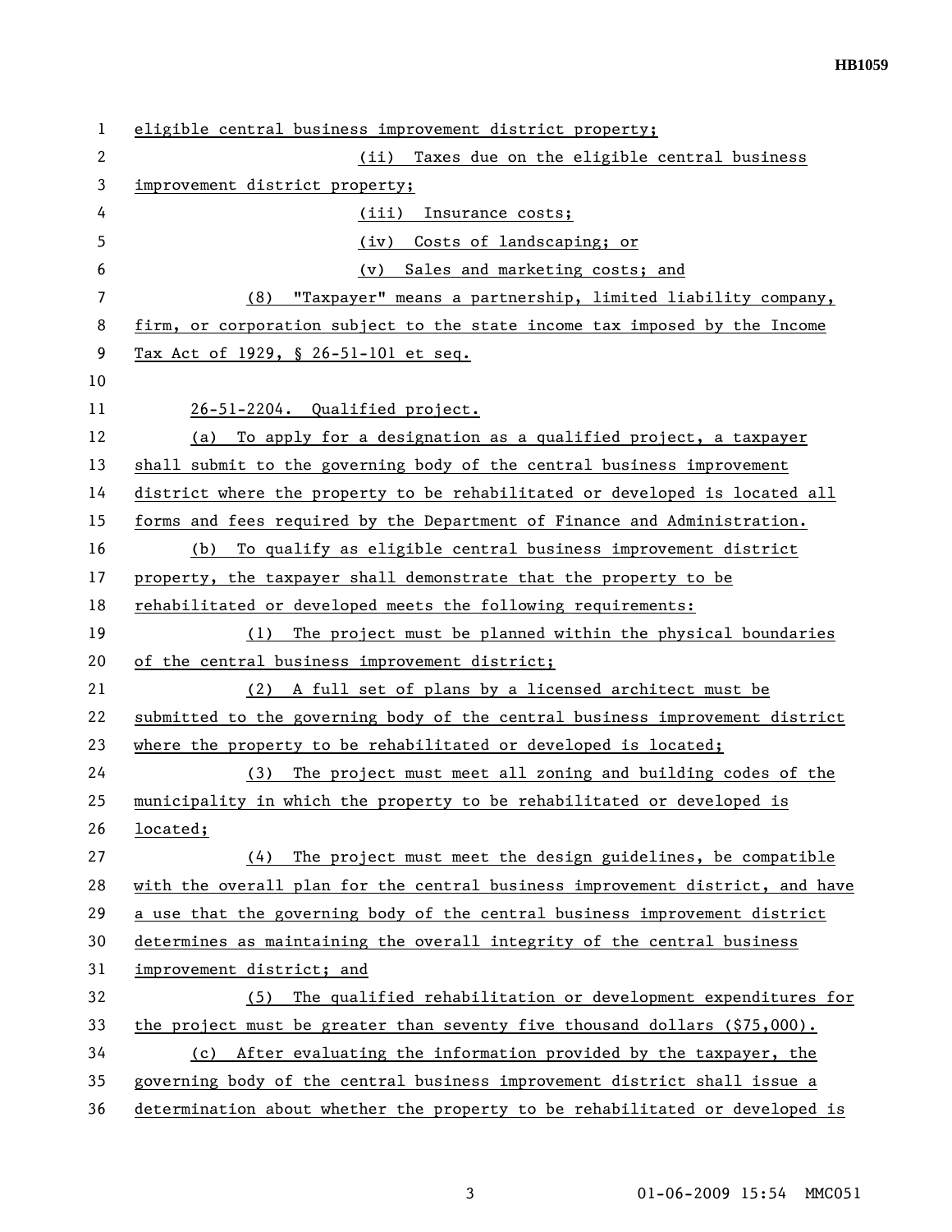eligible central business improvement district property;

(ii) Taxes due on the eligible central business improvement district property;

(iii) Insurance costs;

(iv) Costs of landscaping; or

(v) Sales and marketing costs; and

(8) "Taxpayer" means a partnership, limited liability company, firm, or corporation subject to the state income tax imposed by the Income Tax Act of 1929, § 26-51-101 et seq.

26-51-2204. Qualified project.

(a) To apply for a designation as a qualified project, a taxpayer shall submit to the governing body of the central business improvement district where the property to be rehabilitated or developed is located all forms and fees required by the Department of Finance and Administration.

(b) To qualify as eligible central business improvement district property, the taxpayer shall demonstrate that the property to be rehabilitated or developed meets the following requirements:

(1) The project must be planned within the physical boundaries of the central business improvement district;

(2) A full set of plans by a licensed architect must be submitted to the governing body of the central business improvement district where the property to be rehabilitated or developed is located;

(3) The project must meet all zoning and building codes of the municipality in which the property to be rehabilitated or developed is located;

(4) The project must meet the design guidelines, be compatible with the overall plan for the central business improvement district, and have a use that the governing body of the central business improvement district determines as maintaining the overall integrity of the central business improvement district; and

(5) The qualified rehabilitation or development expenditures for the project must be greater than seventy five thousand dollars ($75,000).

(c) After evaluating the information provided by the taxpayer, the governing body of the central business improvement district shall issue a determination about whether the property to be rehabilitated or developed is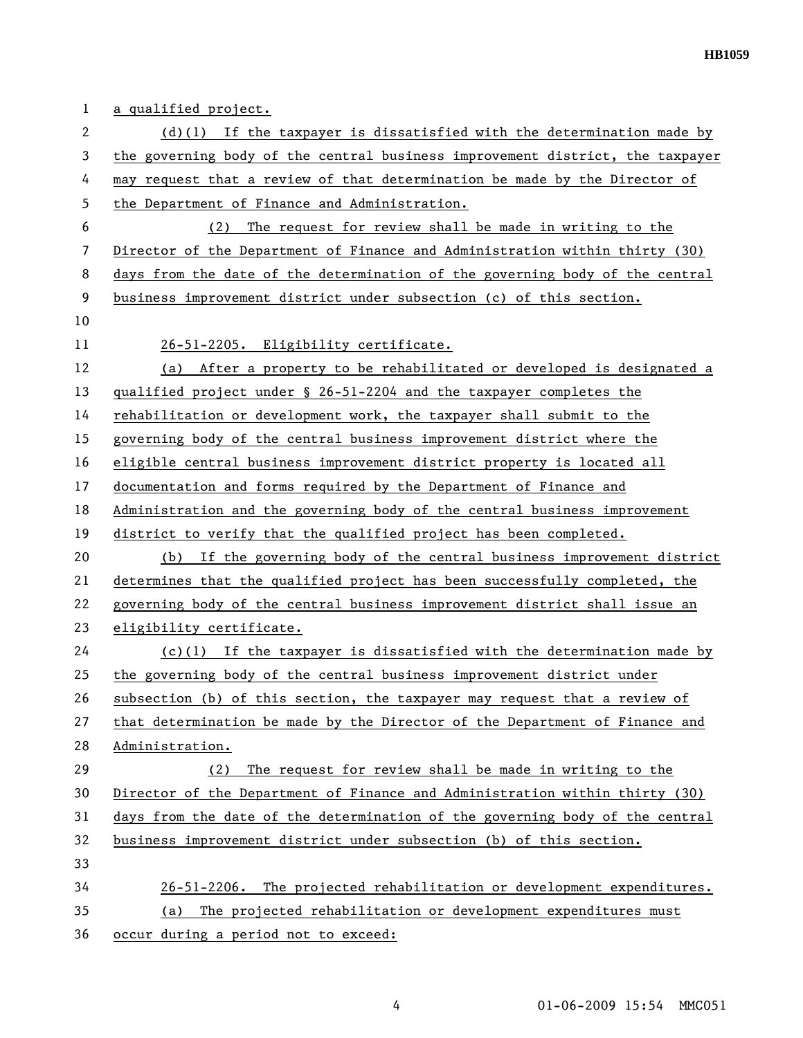a qualified project.

(d)(1) If the taxpayer is dissatisfied with the determination made by the governing body of the central business improvement district, the taxpayer may request that a review of that determination be made by the Director of the Department of Finance and Administration.

(2) The request for review shall be made in writing to the Director of the Department of Finance and Administration within thirty (30) days from the date of the determination of the governing body of the central business improvement district under subsection (c) of this section.

26-51-2205. Eligibility certificate.

(a) After a property to be rehabilitated or developed is designated a qualified project under § 26-51-2204 and the taxpayer completes the rehabilitation or development work, the taxpayer shall submit to the governing body of the central business improvement district where the eligible central business improvement district property is located all documentation and forms required by the Department of Finance and Administration and the governing body of the central business improvement district to verify that the qualified project has been completed.

(b) If the governing body of the central business improvement district determines that the qualified project has been successfully completed, the governing body of the central business improvement district shall issue an eligibility certificate.

(c)(1) If the taxpayer is dissatisfied with the determination made by the governing body of the central business improvement district under subsection (b) of this section, the taxpayer may request that a review of that determination be made by the Director of the Department of Finance and Administration.

(2) The request for review shall be made in writing to the Director of the Department of Finance and Administration within thirty (30) days from the date of the determination of the governing body of the central business improvement district under subsection (b) of this section.

26-51-2206. The projected rehabilitation or development expenditures.

(a) The projected rehabilitation or development expenditures must occur during a period not to exceed: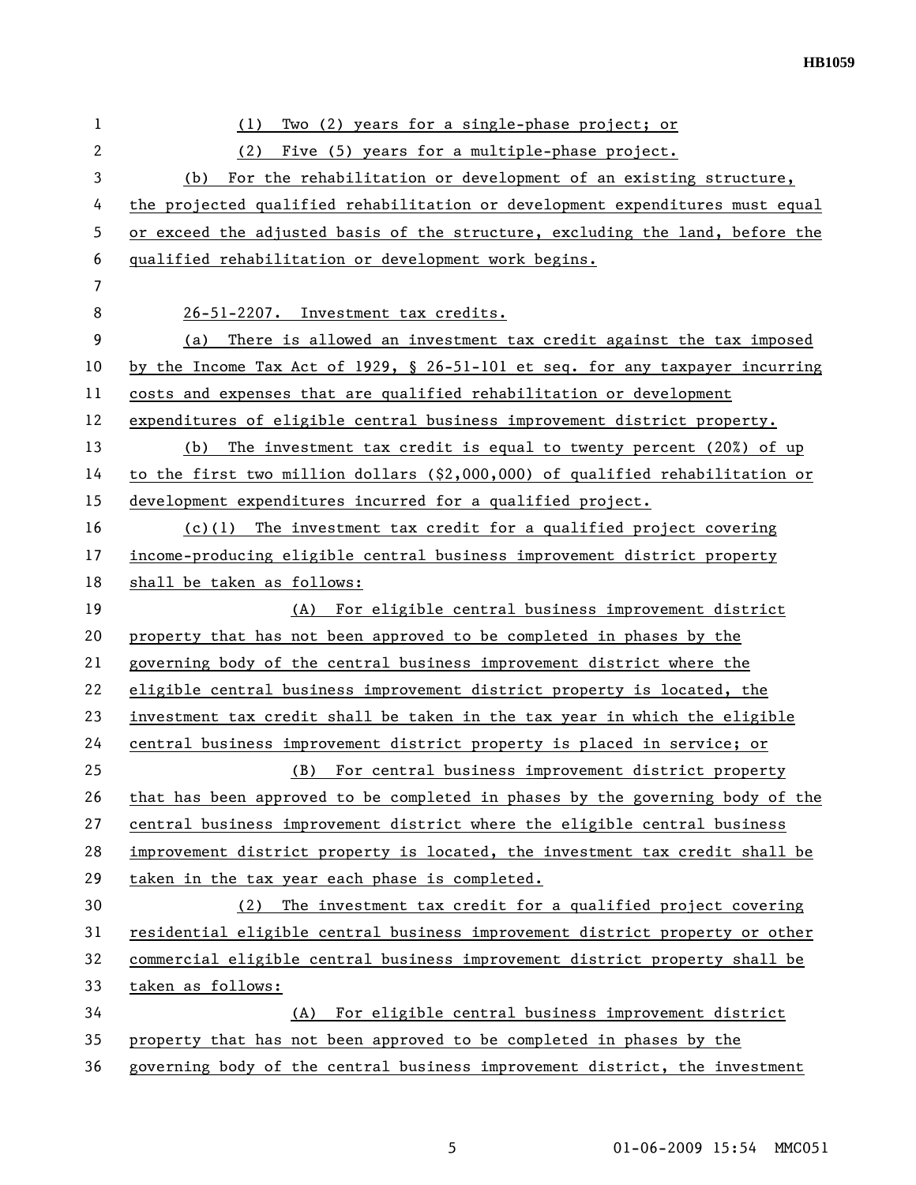(1) Two (2) years for a single-phase project; or

(2) Five (5) years for a multiple-phase project.

(b) For the rehabilitation or development of an existing structure, the projected qualified rehabilitation or development expenditures must equal or exceed the adjusted basis of the structure, excluding the land, before the qualified rehabilitation or development work begins.

26-51-2207. Investment tax credits.

(a) There is allowed an investment tax credit against the tax imposed by the Income Tax Act of 1929, § 26-51-101 et seq. for any taxpayer incurring costs and expenses that are qualified rehabilitation or development expenditures of eligible central business improvement district property.

(b) The investment tax credit is equal to twenty percent (20%) of up to the first two million dollars ($2,000,000) of qualified rehabilitation or development expenditures incurred for a qualified project.

(c)(1) The investment tax credit for a qualified project covering income-producing eligible central business improvement district property shall be taken as follows:

(A) For eligible central business improvement district property that has not been approved to be completed in phases by the governing body of the central business improvement district where the eligible central business improvement district property is located, the investment tax credit shall be taken in the tax year in which the eligible central business improvement district property is placed in service; or

(B) For central business improvement district property that has been approved to be completed in phases by the governing body of the central business improvement district where the eligible central business improvement district property is located, the investment tax credit shall be taken in the tax year each phase is completed.

(2) The investment tax credit for a qualified project covering residential eligible central business improvement district property or other commercial eligible central business improvement district property shall be taken as follows:

(A) For eligible central business improvement district property that has not been approved to be completed in phases by the governing body of the central business improvement district, the investment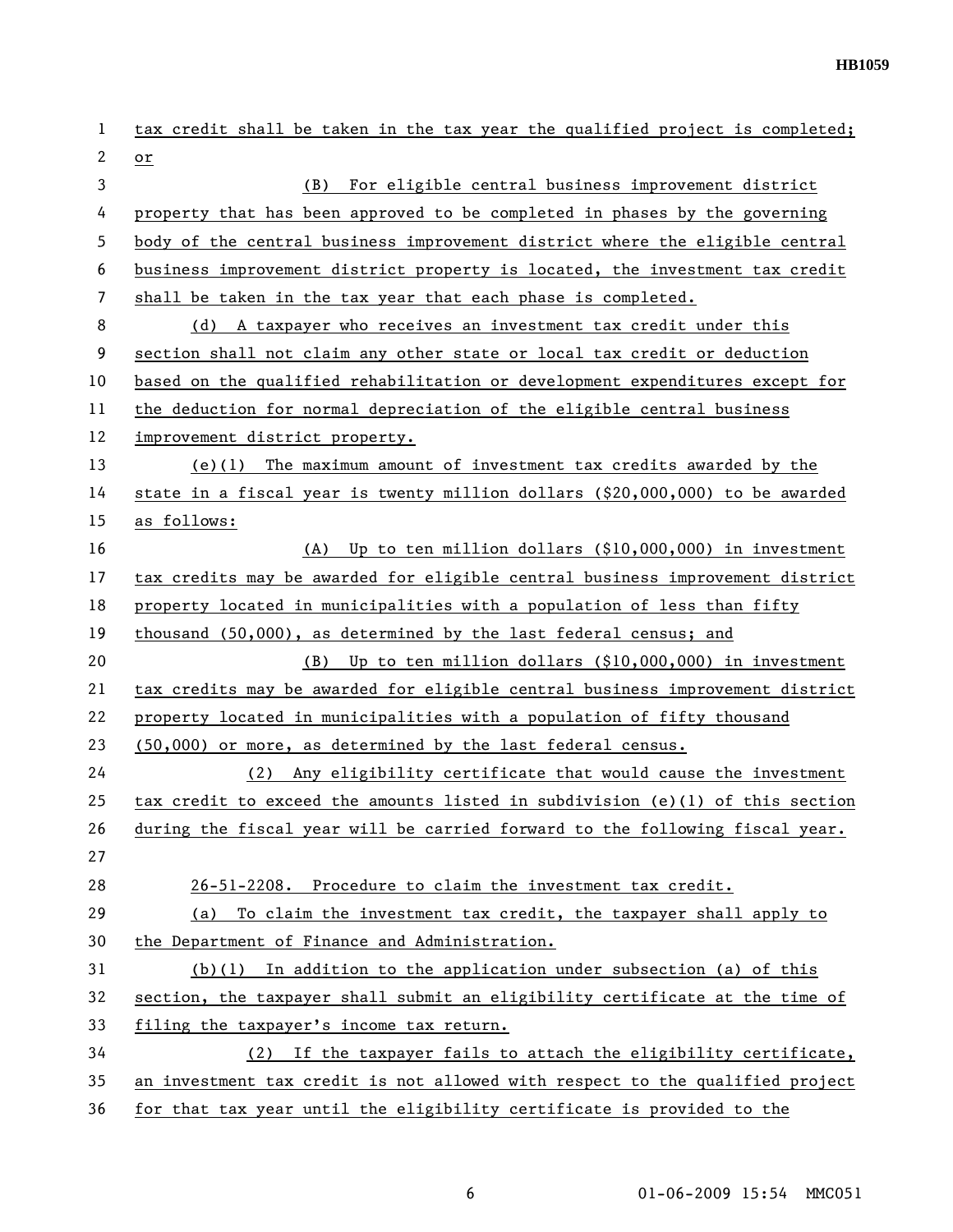tax credit shall be taken in the tax year the qualified project is completed; or

(B) For eligible central business improvement district property that has been approved to be completed in phases by the governing body of the central business improvement district where the eligible central business improvement district property is located, the investment tax credit shall be taken in the tax year that each phase is completed.

(d) A taxpayer who receives an investment tax credit under this section shall not claim any other state or local tax credit or deduction based on the qualified rehabilitation or development expenditures except for the deduction for normal depreciation of the eligible central business improvement district property.

(e)(1) The maximum amount of investment tax credits awarded by the state in a fiscal year is twenty million dollars ($20,000,000) to be awarded as follows:

(A) Up to ten million dollars ($10,000,000) in investment tax credits may be awarded for eligible central business improvement district property located in municipalities with a population of less than fifty thousand (50,000), as determined by the last federal census; and

(B) Up to ten million dollars ($10,000,000) in investment tax credits may be awarded for eligible central business improvement district property located in municipalities with a population of fifty thousand (50,000) or more, as determined by the last federal census.

(2) Any eligibility certificate that would cause the investment tax credit to exceed the amounts listed in subdivision (e)(1) of this section during the fiscal year will be carried forward to the following fiscal year.

26-51-2208. Procedure to claim the investment tax credit.

(a) To claim the investment tax credit, the taxpayer shall apply to the Department of Finance and Administration.

(b)(1) In addition to the application under subsection (a) of this section, the taxpayer shall submit an eligibility certificate at the time of filing the taxpayer's income tax return.

(2) If the taxpayer fails to attach the eligibility certificate, an investment tax credit is not allowed with respect to the qualified project for that tax year until the eligibility certificate is provided to the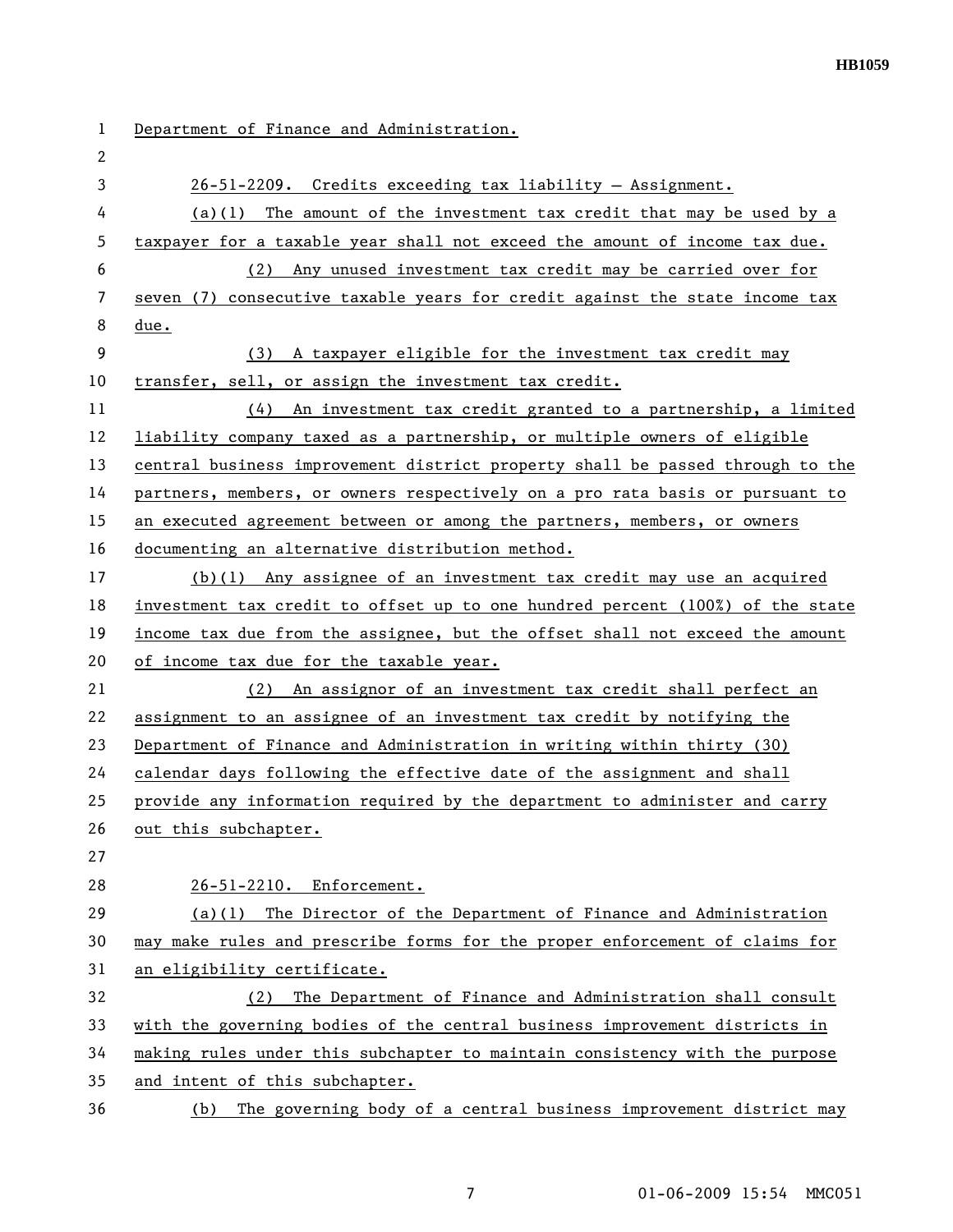Department of Finance and Administration.

26-51-2209. Credits exceeding tax liability — Assignment.

(a)(1) The amount of the investment tax credit that may be used by a taxpayer for a taxable year shall not exceed the amount of income tax due.

(2) Any unused investment tax credit may be carried over for seven (7) consecutive taxable years for credit against the state income tax due.

(3) A taxpayer eligible for the investment tax credit may transfer, sell, or assign the investment tax credit.

(4) An investment tax credit granted to a partnership, a limited liability company taxed as a partnership, or multiple owners of eligible central business improvement district property shall be passed through to the partners, members, or owners respectively on a pro rata basis or pursuant to an executed agreement between or among the partners, members, or owners documenting an alternative distribution method.

(b)(1) Any assignee of an investment tax credit may use an acquired investment tax credit to offset up to one hundred percent (100%) of the state income tax due from the assignee, but the offset shall not exceed the amount of income tax due for the taxable year.

(2) An assignor of an investment tax credit shall perfect an assignment to an assignee of an investment tax credit by notifying the Department of Finance and Administration in writing within thirty (30) calendar days following the effective date of the assignment and shall provide any information required by the department to administer and carry out this subchapter.

26-51-2210. Enforcement.

(a)(1) The Director of the Department of Finance and Administration may make rules and prescribe forms for the proper enforcement of claims for an eligibility certificate.

(2) The Department of Finance and Administration shall consult with the governing bodies of the central business improvement districts in making rules under this subchapter to maintain consistency with the purpose and intent of this subchapter.

(b) The governing body of a central business improvement district may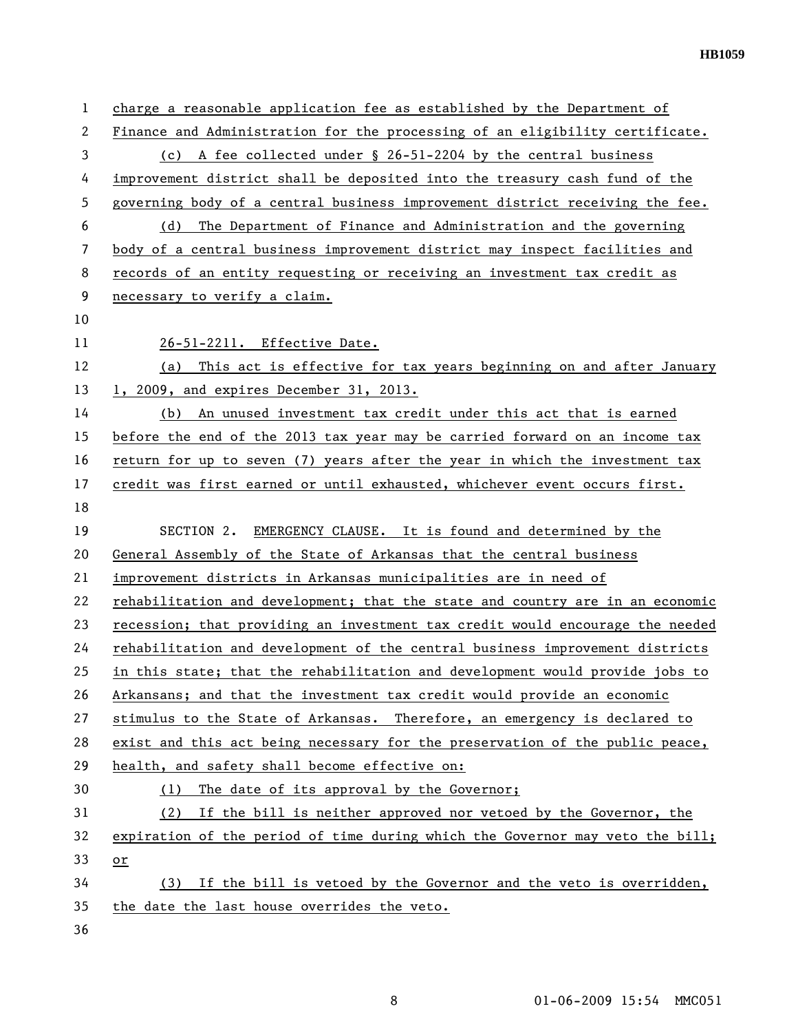charge a reasonable application fee as established by the Department of Finance and Administration for the processing of an eligibility certificate.

(c) A fee collected under § 26-51-2204 by the central business improvement district shall be deposited into the treasury cash fund of the governing body of a central business improvement district receiving the fee.

(d) The Department of Finance and Administration and the governing body of a central business improvement district may inspect facilities and records of an entity requesting or receiving an investment tax credit as necessary to verify a claim.

26-51-2211. Effective Date.

(a) This act is effective for tax years beginning on and after January 1, 2009, and expires December 31, 2013.

(b) An unused investment tax credit under this act that is earned before the end of the 2013 tax year may be carried forward on an income tax return for up to seven (7) years after the year in which the investment tax credit was first earned or until exhausted, whichever event occurs first.

SECTION 2. EMERGENCY CLAUSE. It is found and determined by the General Assembly of the State of Arkansas that the central business improvement districts in Arkansas municipalities are in need of rehabilitation and development; that the state and country are in an economic recession; that providing an investment tax credit would encourage the needed rehabilitation and development of the central business improvement districts in this state; that the rehabilitation and development would provide jobs to Arkansans; and that the investment tax credit would provide an economic stimulus to the State of Arkansas. Therefore, an emergency is declared to exist and this act being necessary for the preservation of the public peace, health, and safety shall become effective on:

(1) The date of its approval by the Governor;

(2) If the bill is neither approved nor vetoed by the Governor, the expiration of the period of time during which the Governor may veto the bill; or

(3) If the bill is vetoed by the Governor and the veto is overridden, the date the last house overrides the veto.